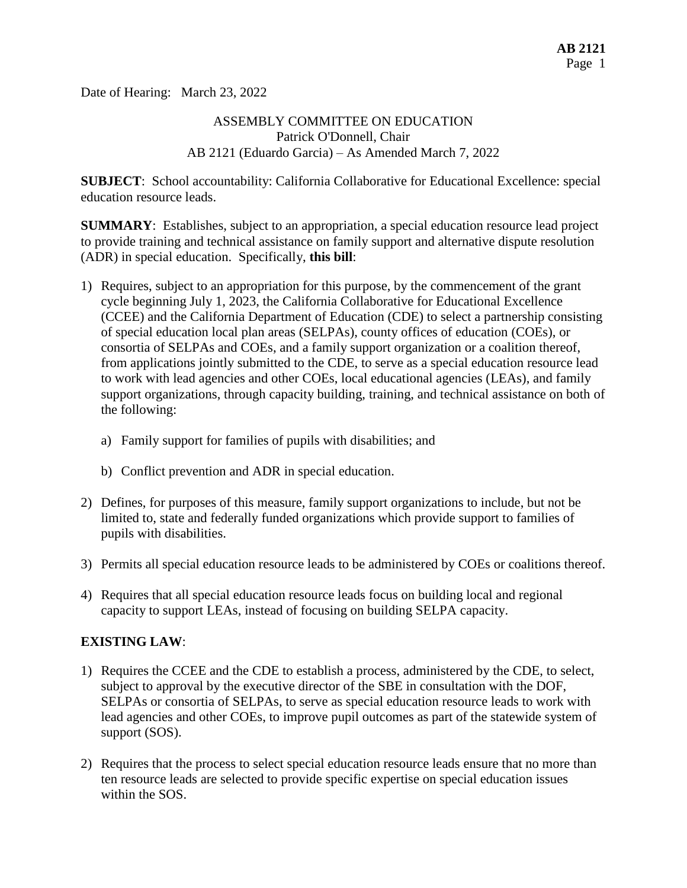Date of Hearing: March 23, 2022

ASSEMBLY COMMITTEE ON EDUCATION
Patrick O'Donnell, Chair
AB 2121 (Eduardo Garcia) – As Amended March 7, 2022

**SUBJECT**: School accountability: California Collaborative for Educational Excellence: special education resource leads.

**SUMMARY**: Establishes, subject to an appropriation, a special education resource lead project to provide training and technical assistance on family support and alternative dispute resolution (ADR) in special education. Specifically, **this bill**:

1) Requires, subject to an appropriation for this purpose, by the commencement of the grant cycle beginning July 1, 2023, the California Collaborative for Educational Excellence (CCEE) and the California Department of Education (CDE) to select a partnership consisting of special education local plan areas (SELPAs), county offices of education (COEs), or consortia of SELPAs and COEs, and a family support organization or a coalition thereof, from applications jointly submitted to the CDE, to serve as a special education resource lead to work with lead agencies and other COEs, local educational agencies (LEAs), and family support organizations, through capacity building, training, and technical assistance on both of the following:

    a) Family support for families of pupils with disabilities; and

    b) Conflict prevention and ADR in special education.

2) Defines, for purposes of this measure, family support organizations to include, but not be limited to, state and federally funded organizations which provide support to families of pupils with disabilities.

3) Permits all special education resource leads to be administered by COEs or coalitions thereof.

4) Requires that all special education resource leads focus on building local and regional capacity to support LEAs, instead of focusing on building SELPA capacity.

**EXISTING LAW**:

1) Requires the CCEE and the CDE to establish a process, administered by the CDE, to select, subject to approval by the executive director of the SBE in consultation with the DOF, SELPAs or consortia of SELPAs, to serve as special education resource leads to work with lead agencies and other COEs, to improve pupil outcomes as part of the statewide system of support (SOS).

2) Requires that the process to select special education resource leads ensure that no more than ten resource leads are selected to provide specific expertise on special education issues within the SOS.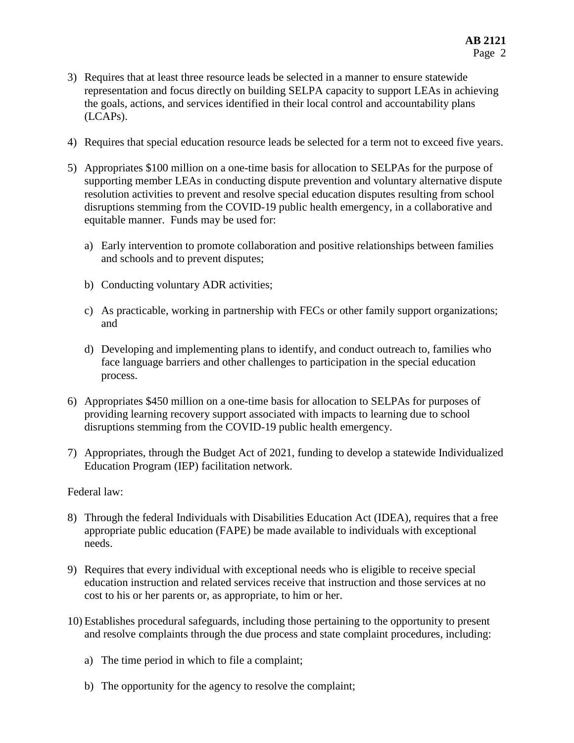3) Requires that at least three resource leads be selected in a manner to ensure statewide representation and focus directly on building SELPA capacity to support LEAs in achieving the goals, actions, and services identified in their local control and accountability plans (LCAPs).

4) Requires that special education resource leads be selected for a term not to exceed five years.

5) Appropriates $100 million on a one-time basis for allocation to SELPAs for the purpose of supporting member LEAs in conducting dispute prevention and voluntary alternative dispute resolution activities to prevent and resolve special education disputes resulting from school disruptions stemming from the COVID-19 public health emergency, in a collaborative and equitable manner. Funds may be used for:

   a) Early intervention to promote collaboration and positive relationships between families and schools and to prevent disputes;

   b) Conducting voluntary ADR activities;

   c) As practicable, working in partnership with FECs or other family support organizations; and

   d) Developing and implementing plans to identify, and conduct outreach to, families who face language barriers and other challenges to participation in the special education process.

6) Appropriates $450 million on a one-time basis for allocation to SELPAs for purposes of providing learning recovery support associated with impacts to learning due to school disruptions stemming from the COVID-19 public health emergency.

7) Appropriates, through the Budget Act of 2021, funding to develop a statewide Individualized Education Program (IEP) facilitation network.

Federal law:

8) Through the federal Individuals with Disabilities Education Act (IDEA), requires that a free appropriate public education (FAPE) be made available to individuals with exceptional needs.

9) Requires that every individual with exceptional needs who is eligible to receive special education instruction and related services receive that instruction and those services at no cost to his or her parents or, as appropriate, to him or her.

10) Establishes procedural safeguards, including those pertaining to the opportunity to present and resolve complaints through the due process and state complaint procedures, including:

    a) The time period in which to file a complaint;

    b) The opportunity for the agency to resolve the complaint;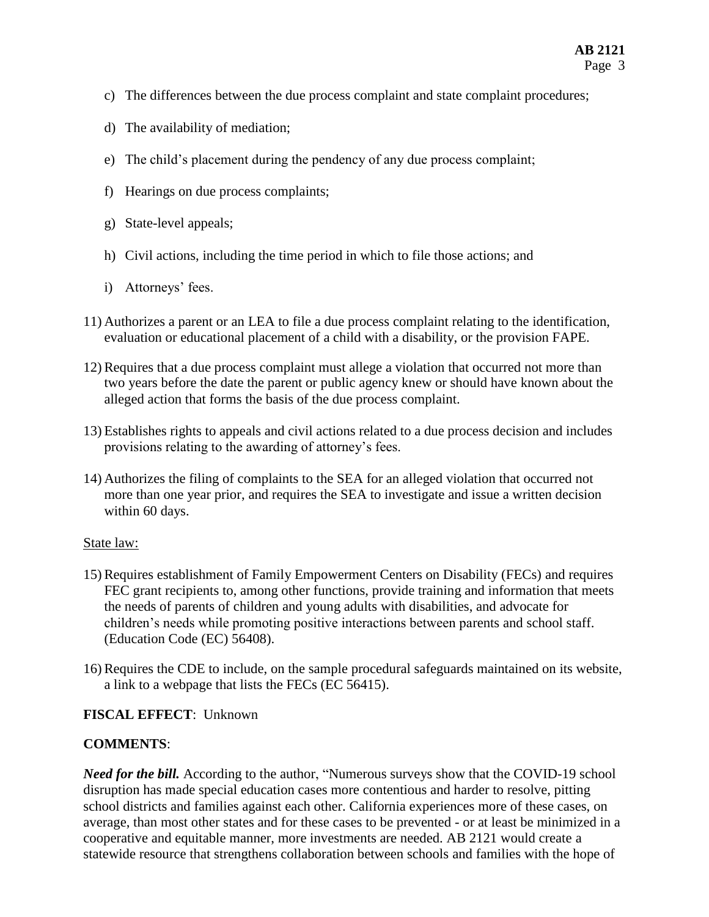c) The differences between the due process complaint and state complaint procedures;

d) The availability of mediation;

e) The child's placement during the pendency of any due process complaint;

f) Hearings on due process complaints;

g) State-level appeals;

h) Civil actions, including the time period in which to file those actions; and

i) Attorneys' fees.

11) Authorizes a parent or an LEA to file a due process complaint relating to the identification, evaluation or educational placement of a child with a disability, or the provision FAPE.

12) Requires that a due process complaint must allege a violation that occurred not more than two years before the date the parent or public agency knew or should have known about the alleged action that forms the basis of the due process complaint.

13) Establishes rights to appeals and civil actions related to a due process decision and includes provisions relating to the awarding of attorney's fees.

14) Authorizes the filing of complaints to the SEA for an alleged violation that occurred not more than one year prior, and requires the SEA to investigate and issue a written decision within 60 days.

State law:

15) Requires establishment of Family Empowerment Centers on Disability (FECs) and requires FEC grant recipients to, among other functions, provide training and information that meets the needs of parents of children and young adults with disabilities, and advocate for children's needs while promoting positive interactions between parents and school staff. (Education Code (EC) 56408).

16) Requires the CDE to include, on the sample procedural safeguards maintained on its website, a link to a webpage that lists the FECs (EC 56415).

**FISCAL EFFECT**: Unknown

**COMMENTS**:

***Need for the bill.*** According to the author, "Numerous surveys show that the COVID-19 school disruption has made special education cases more contentious and harder to resolve, pitting school districts and families against each other. California experiences more of these cases, on average, than most other states and for these cases to be prevented - or at least be minimized in a cooperative and equitable manner, more investments are needed. AB 2121 would create a statewide resource that strengthens collaboration between schools and families with the hope of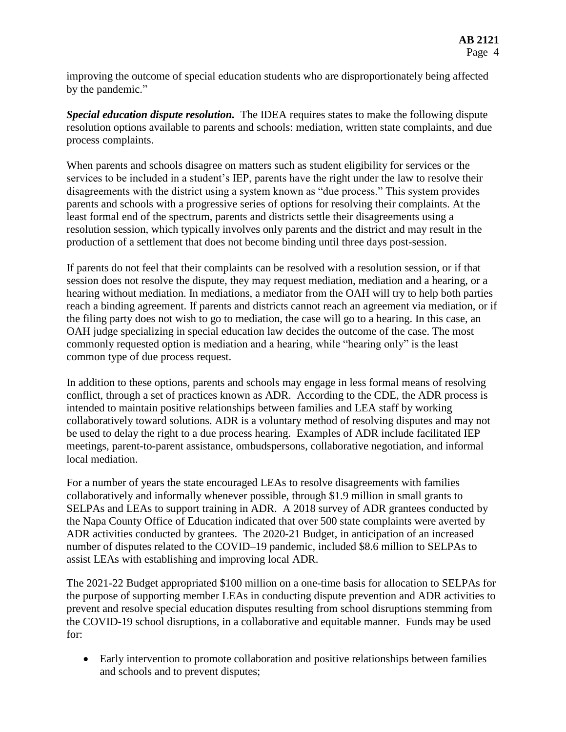improving the outcome of special education students who are disproportionately being affected by the pandemic."

***Special education dispute resolution.*** The IDEA requires states to make the following dispute resolution options available to parents and schools: mediation, written state complaints, and due process complaints.

When parents and schools disagree on matters such as student eligibility for services or the services to be included in a student's IEP, parents have the right under the law to resolve their disagreements with the district using a system known as "due process." This system provides parents and schools with a progressive series of options for resolving their complaints. At the least formal end of the spectrum, parents and districts settle their disagreements using a resolution session, which typically involves only parents and the district and may result in the production of a settlement that does not become binding until three days post-session.

If parents do not feel that their complaints can be resolved with a resolution session, or if that session does not resolve the dispute, they may request mediation, mediation and a hearing, or a hearing without mediation. In mediations, a mediator from the OAH will try to help both parties reach a binding agreement. If parents and districts cannot reach an agreement via mediation, or if the filing party does not wish to go to mediation, the case will go to a hearing. In this case, an OAH judge specializing in special education law decides the outcome of the case. The most commonly requested option is mediation and a hearing, while "hearing only" is the least common type of due process request.

In addition to these options, parents and schools may engage in less formal means of resolving conflict, through a set of practices known as ADR. According to the CDE, the ADR process is intended to maintain positive relationships between families and LEA staff by working collaboratively toward solutions. ADR is a voluntary method of resolving disputes and may not be used to delay the right to a due process hearing. Examples of ADR include facilitated IEP meetings, parent-to-parent assistance, ombudspersons, collaborative negotiation, and informal local mediation.

For a number of years the state encouraged LEAs to resolve disagreements with families collaboratively and informally whenever possible, through $1.9 million in small grants to SELPAs and LEAs to support training in ADR. A 2018 survey of ADR grantees conducted by the Napa County Office of Education indicated that over 500 state complaints were averted by ADR activities conducted by grantees. The 2020-21 Budget, in anticipation of an increased number of disputes related to the COVID–19 pandemic, included $8.6 million to SELPAs to assist LEAs with establishing and improving local ADR.

The 2021-22 Budget appropriated $100 million on a one-time basis for allocation to SELPAs for the purpose of supporting member LEAs in conducting dispute prevention and ADR activities to prevent and resolve special education disputes resulting from school disruptions stemming from the COVID-19 school disruptions, in a collaborative and equitable manner. Funds may be used for:

- Early intervention to promote collaboration and positive relationships between families and schools and to prevent disputes;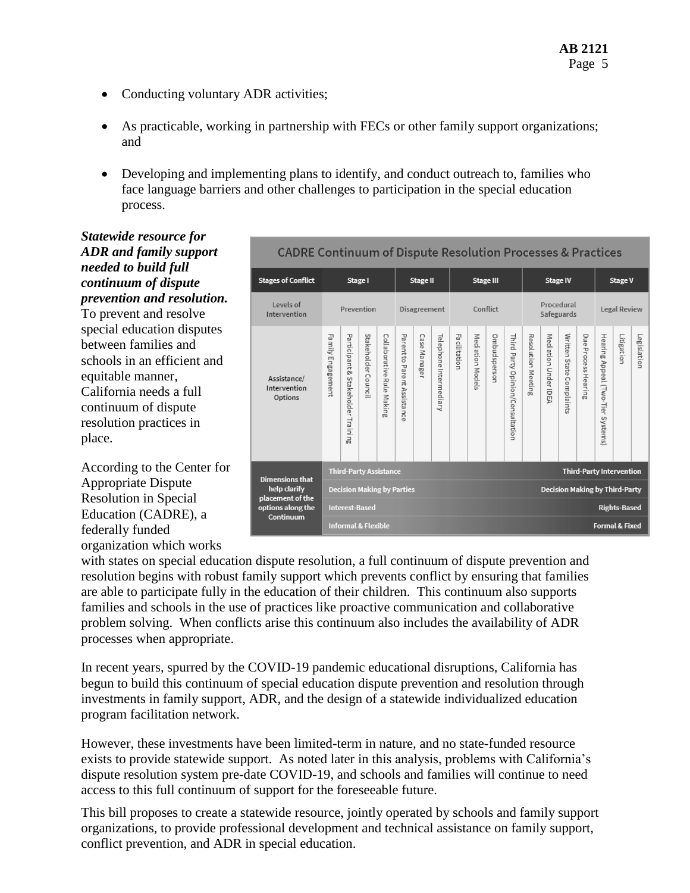- Conducting voluntary ADR activities;

- As practicable, working in partnership with FECs or other family support organizations; and

- Developing and implementing plans to identify, and conduct outreach to, families who face language barriers and other challenges to participation in the special education process.

***Statewide resource for ADR and family support needed to build full continuum of dispute prevention and resolution.*** To prevent and resolve special education disputes between families and schools in an efficient and equitable manner, California needs a full continuum of dispute resolution practices in place.

**CADRE Continuum of Dispute Resolution Processes & Practices**

| Stages of Conflict | Stage I | | | | Stage II | | | Stage III | | | | Stage IV | | | | Stage V | | |
|---|---|---|---|---|---|---|---|---|---|---|---|---|---|---|---|---|---|---|
| Levels of Intervention | Prevention | | | | Disagreement | | | Conflict | | | | Procedural Safeguards | | | | Legal Review | | |
| Assistance/ Intervention Options | Family Engagement | Participant & Stakeholder Training | Stakeholder Council | Collaborative Rule Making | Parent to Parent Assistance | Case Manager | Telephone Intermediary | Facilitation | Mediation Models | Ombudsperson | Third Party Opinion/Consultation | Resolution Meeting | Mediation Under IDEA | Written State Complaints | Due Process Hearing | Hearing Appeal (Two-Tier Systems) | Litigation | Legislation |
| Dimensions that help clarify placement of the options along the Continuum | Third-Party Assistance → Third-Party Intervention | | | | | | | | | | | | | | | | | |
| | Decision Making by Parties → Decision Making by Third-Party | | | | | | | | | | | | | | | | | |
| | Interest-Based → Rights-Based | | | | | | | | | | | | | | | | | |
| | Informal & Flexible → Formal & Fixed | | | | | | | | | | | | | | | | | |

According to the Center for Appropriate Dispute Resolution in Special Education (CADRE), a federally funded organization which works with states on special education dispute resolution, a full continuum of dispute prevention and resolution begins with robust family support which prevents conflict by ensuring that families are able to participate fully in the education of their children. This continuum also supports families and schools in the use of practices like proactive communication and collaborative problem solving. When conflicts arise this continuum also includes the availability of ADR processes when appropriate.

In recent years, spurred by the COVID-19 pandemic educational disruptions, California has begun to build this continuum of special education dispute prevention and resolution through investments in family support, ADR, and the design of a statewide individualized education program facilitation network.

However, these investments have been limited-term in nature, and no state-funded resource exists to provide statewide support. As noted later in this analysis, problems with California's dispute resolution system pre-date COVID-19, and schools and families will continue to need access to this full continuum of support for the foreseeable future.

This bill proposes to create a statewide resource, jointly operated by schools and family support organizations, to provide professional development and technical assistance on family support, conflict prevention, and ADR in special education.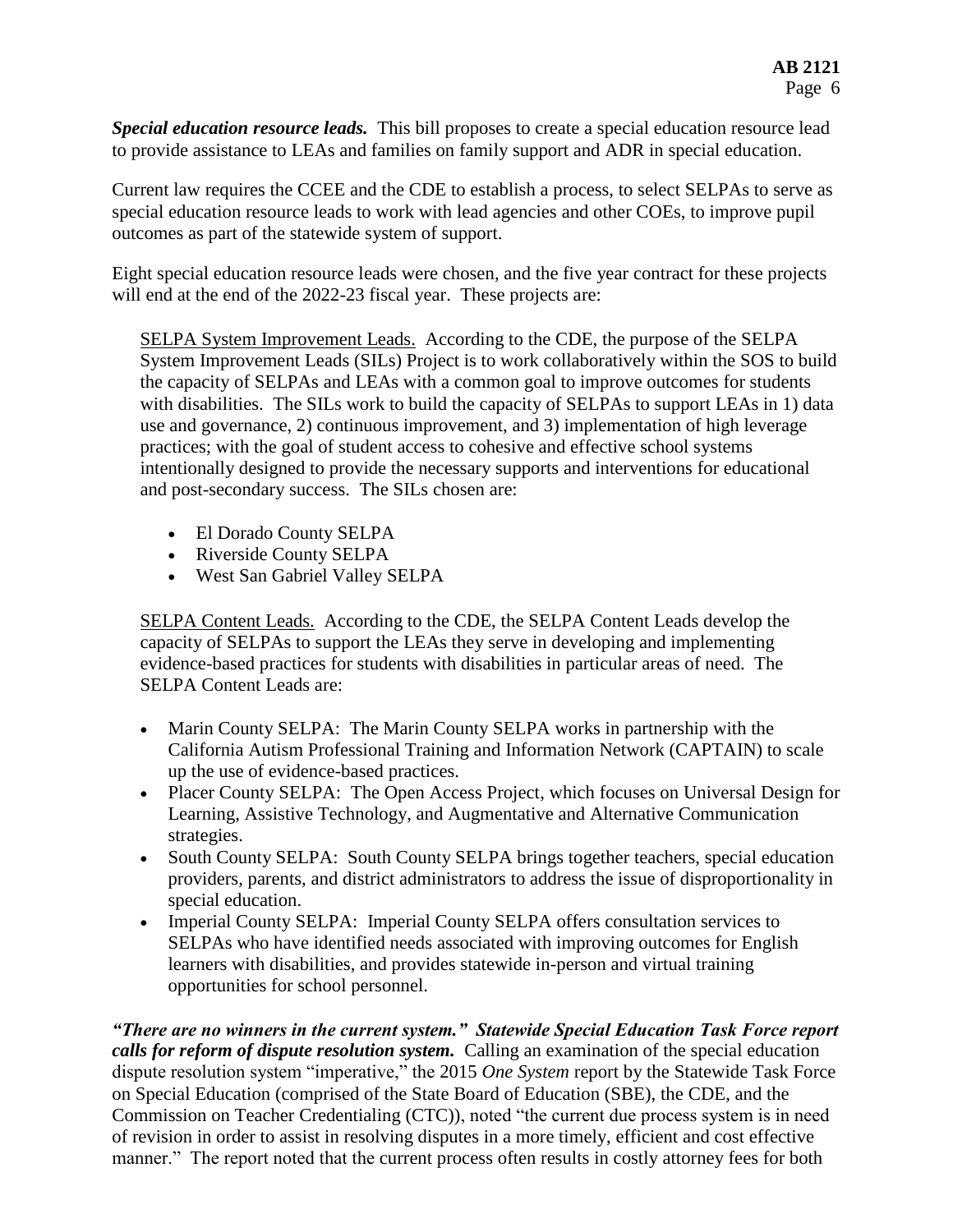***Special education resource leads.*** This bill proposes to create a special education resource lead to provide assistance to LEAs and families on family support and ADR in special education.

Current law requires the CCEE and the CDE to establish a process, to select SELPAs to serve as special education resource leads to work with lead agencies and other COEs, to improve pupil outcomes as part of the statewide system of support.

Eight special education resource leads were chosen, and the five year contract for these projects will end at the end of the 2022-23 fiscal year. These projects are:

<u>SELPA System Improvement Leads.</u> According to the CDE, the purpose of the SELPA System Improvement Leads (SILs) Project is to work collaboratively within the SOS to build the capacity of SELPAs and LEAs with a common goal to improve outcomes for students with disabilities. The SILs work to build the capacity of SELPAs to support LEAs in 1) data use and governance, 2) continuous improvement, and 3) implementation of high leverage practices; with the goal of student access to cohesive and effective school systems intentionally designed to provide the necessary supports and interventions for educational and post-secondary success. The SILs chosen are:

- El Dorado County SELPA
- Riverside County SELPA
- West San Gabriel Valley SELPA

<u>SELPA Content Leads.</u> According to the CDE, the SELPA Content Leads develop the capacity of SELPAs to support the LEAs they serve in developing and implementing evidence-based practices for students with disabilities in particular areas of need. The SELPA Content Leads are:

- Marin County SELPA: The Marin County SELPA works in partnership with the California Autism Professional Training and Information Network (CAPTAIN) to scale up the use of evidence-based practices.
- Placer County SELPA: The Open Access Project, which focuses on Universal Design for Learning, Assistive Technology, and Augmentative and Alternative Communication strategies.
- South County SELPA: South County SELPA brings together teachers, special education providers, parents, and district administrators to address the issue of disproportionality in special education.
- Imperial County SELPA: Imperial County SELPA offers consultation services to SELPAs who have identified needs associated with improving outcomes for English learners with disabilities, and provides statewide in-person and virtual training opportunities for school personnel.

***"There are no winners in the current system." Statewide Special Education Task Force report calls for reform of dispute resolution system.*** Calling an examination of the special education dispute resolution system "imperative," the 2015 *One System* report by the Statewide Task Force on Special Education (comprised of the State Board of Education (SBE), the CDE, and the Commission on Teacher Credentialing (CTC)), noted "the current due process system is in need of revision in order to assist in resolving disputes in a more timely, efficient and cost effective manner." The report noted that the current process often results in costly attorney fees for both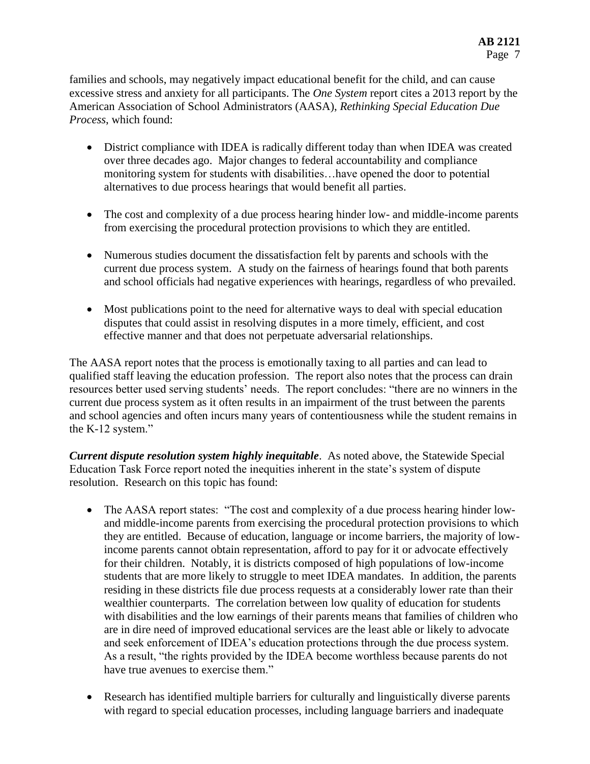families and schools, may negatively impact educational benefit for the child, and can cause excessive stress and anxiety for all participants. The *One System* report cites a 2013 report by the American Association of School Administrators (AASA), *Rethinking Special Education Due Process*, which found:

- District compliance with IDEA is radically different today than when IDEA was created over three decades ago. Major changes to federal accountability and compliance monitoring system for students with disabilities…have opened the door to potential alternatives to due process hearings that would benefit all parties.

- The cost and complexity of a due process hearing hinder low- and middle-income parents from exercising the procedural protection provisions to which they are entitled.

- Numerous studies document the dissatisfaction felt by parents and schools with the current due process system. A study on the fairness of hearings found that both parents and school officials had negative experiences with hearings, regardless of who prevailed.

- Most publications point to the need for alternative ways to deal with special education disputes that could assist in resolving disputes in a more timely, efficient, and cost effective manner and that does not perpetuate adversarial relationships.

The AASA report notes that the process is emotionally taxing to all parties and can lead to qualified staff leaving the education profession. The report also notes that the process can drain resources better used serving students' needs. The report concludes: "there are no winners in the current due process system as it often results in an impairment of the trust between the parents and school agencies and often incurs many years of contentiousness while the student remains in the K-12 system."

***Current dispute resolution system highly inequitable***. As noted above, the Statewide Special Education Task Force report noted the inequities inherent in the state's system of dispute resolution. Research on this topic has found:

- The AASA report states: "The cost and complexity of a due process hearing hinder low- and middle-income parents from exercising the procedural protection provisions to which they are entitled. Because of education, language or income barriers, the majority of low-income parents cannot obtain representation, afford to pay for it or advocate effectively for their children. Notably, it is districts composed of high populations of low-income students that are more likely to struggle to meet IDEA mandates. In addition, the parents residing in these districts file due process requests at a considerably lower rate than their wealthier counterparts. The correlation between low quality of education for students with disabilities and the low earnings of their parents means that families of children who are in dire need of improved educational services are the least able or likely to advocate and seek enforcement of IDEA's education protections through the due process system. As a result, "the rights provided by the IDEA become worthless because parents do not have true avenues to exercise them."

- Research has identified multiple barriers for culturally and linguistically diverse parents with regard to special education processes, including language barriers and inadequate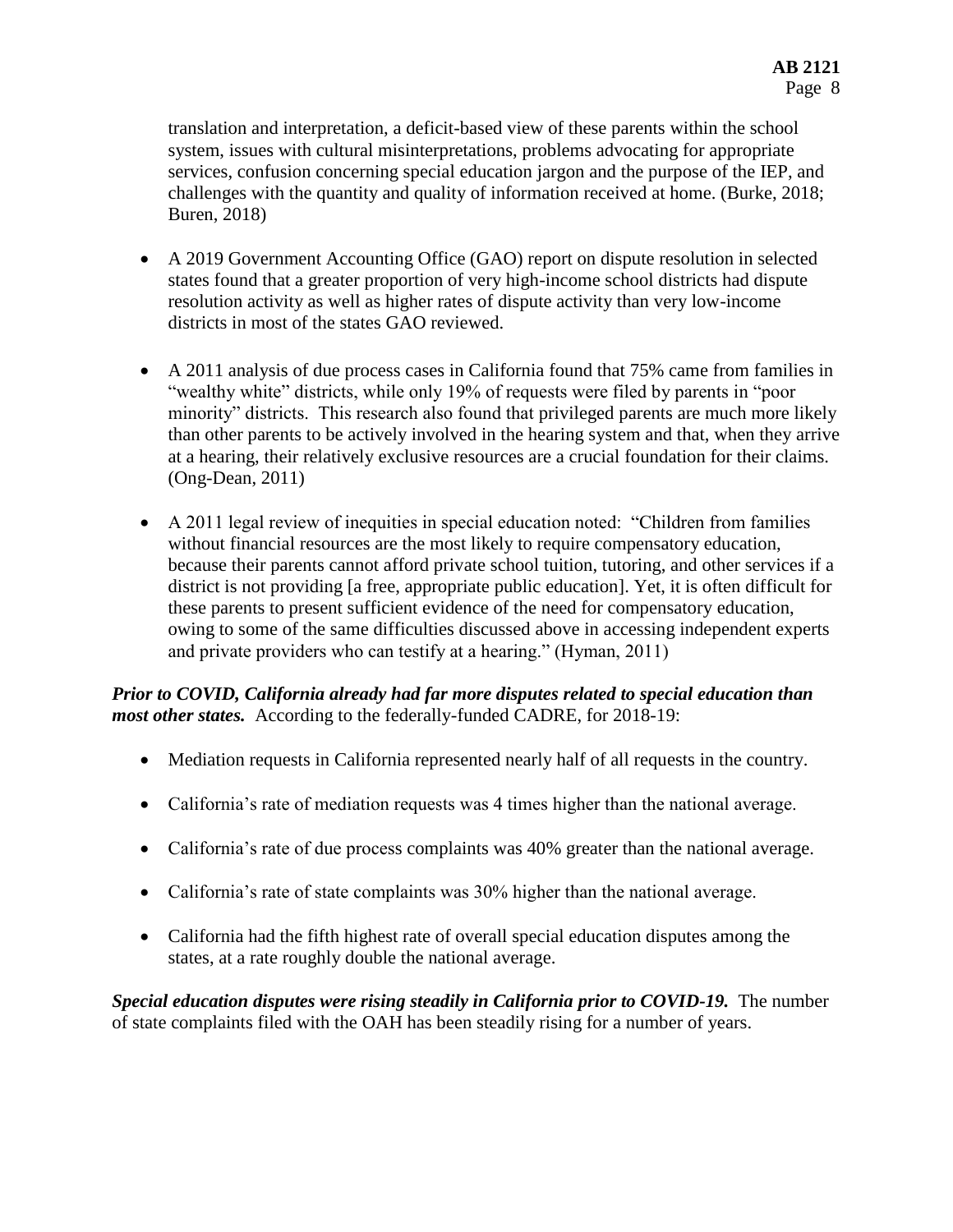translation and interpretation, a deficit-based view of these parents within the school system, issues with cultural misinterpretations, problems advocating for appropriate services, confusion concerning special education jargon and the purpose of the IEP, and challenges with the quantity and quality of information received at home. (Burke, 2018; Buren, 2018)

- A 2019 Government Accounting Office (GAO) report on dispute resolution in selected states found that a greater proportion of very high-income school districts had dispute resolution activity as well as higher rates of dispute activity than very low-income districts in most of the states GAO reviewed.
- A 2011 analysis of due process cases in California found that 75% came from families in "wealthy white" districts, while only 19% of requests were filed by parents in "poor minority" districts. This research also found that privileged parents are much more likely than other parents to be actively involved in the hearing system and that, when they arrive at a hearing, their relatively exclusive resources are a crucial foundation for their claims. (Ong-Dean, 2011)
- A 2011 legal review of inequities in special education noted: "Children from families without financial resources are the most likely to require compensatory education, because their parents cannot afford private school tuition, tutoring, and other services if a district is not providing [a free, appropriate public education]. Yet, it is often difficult for these parents to present sufficient evidence of the need for compensatory education, owing to some of the same difficulties discussed above in accessing independent experts and private providers who can testify at a hearing." (Hyman, 2011)

***Prior to COVID, California already had far more disputes related to special education than most other states.*** According to the federally-funded CADRE, for 2018-19:

- Mediation requests in California represented nearly half of all requests in the country.
- California's rate of mediation requests was 4 times higher than the national average.
- California's rate of due process complaints was 40% greater than the national average.
- California's rate of state complaints was 30% higher than the national average.
- California had the fifth highest rate of overall special education disputes among the states, at a rate roughly double the national average.

***Special education disputes were rising steadily in California prior to COVID-19.*** The number of state complaints filed with the OAH has been steadily rising for a number of years.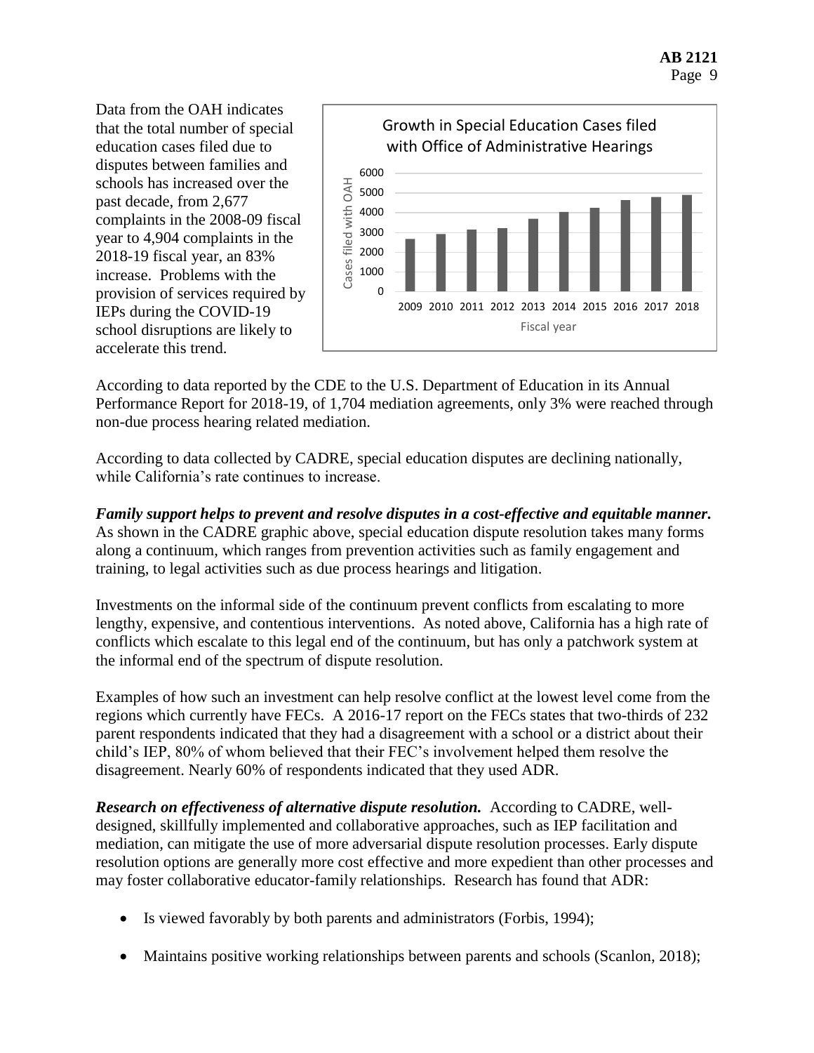Data from the OAH indicates that the total number of special education cases filed due to disputes between families and schools has increased over the past decade, from 2,677 complaints in the 2008-09 fiscal year to 4,904 complaints in the 2018-19 fiscal year, an 83% increase. Problems with the provision of services required by IEPs during the COVID-19 school disruptions are likely to accelerate this trend.

According to data reported by the CDE to the U.S. Department of Education in its Annual Performance Report for 2018-19, of 1,704 mediation agreements, only 3% were reached through non-due process hearing related mediation.

According to data collected by CADRE, special education disputes are declining nationally, while California's rate continues to increase.

***Family support helps to prevent and resolve disputes in a cost-effective and equitable manner.*** As shown in the CADRE graphic above, special education dispute resolution takes many forms along a continuum, which ranges from prevention activities such as family engagement and training, to legal activities such as due process hearings and litigation.

Investments on the informal side of the continuum prevent conflicts from escalating to more lengthy, expensive, and contentious interventions. As noted above, California has a high rate of conflicts which escalate to this legal end of the continuum, but has only a patchwork system at the informal end of the spectrum of dispute resolution.

Examples of how such an investment can help resolve conflict at the lowest level come from the regions which currently have FECs. A 2016-17 report on the FECs states that two-thirds of 232 parent respondents indicated that they had a disagreement with a school or a district about their child's IEP, 80% of whom believed that their FEC's involvement helped them resolve the disagreement. Nearly 60% of respondents indicated that they used ADR.

***Research on effectiveness of alternative dispute resolution.*** According to CADRE, well-designed, skillfully implemented and collaborative approaches, such as IEP facilitation and mediation, can mitigate the use of more adversarial dispute resolution processes. Early dispute resolution options are generally more cost effective and more expedient than other processes and may foster collaborative educator-family relationships. Research has found that ADR:

- Is viewed favorably by both parents and administrators (Forbis, 1994);
- Maintains positive working relationships between parents and schools (Scanlon, 2018);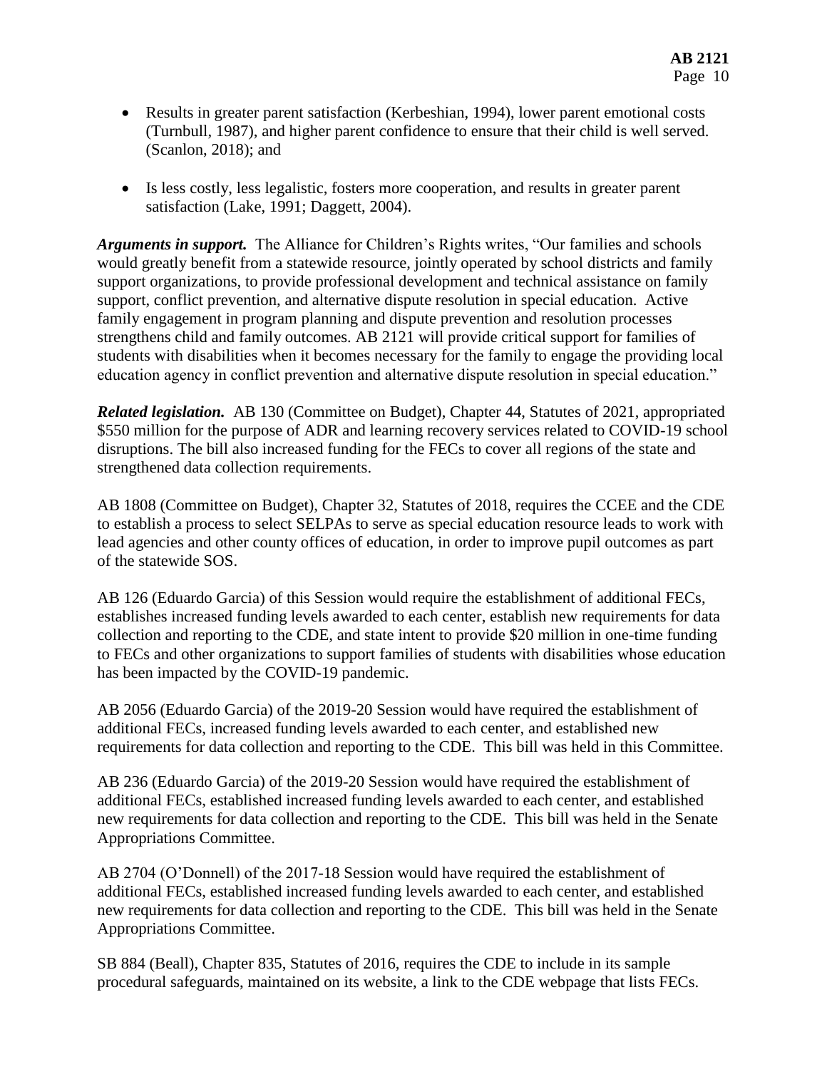- Results in greater parent satisfaction (Kerbeshian, 1994), lower parent emotional costs (Turnbull, 1987), and higher parent confidence to ensure that their child is well served. (Scanlon, 2018); and

- Is less costly, less legalistic, fosters more cooperation, and results in greater parent satisfaction (Lake, 1991; Daggett, 2004).

***Arguments in support.*** The Alliance for Children's Rights writes, "Our families and schools would greatly benefit from a statewide resource, jointly operated by school districts and family support organizations, to provide professional development and technical assistance on family support, conflict prevention, and alternative dispute resolution in special education. Active family engagement in program planning and dispute prevention and resolution processes strengthens child and family outcomes. AB 2121 will provide critical support for families of students with disabilities when it becomes necessary for the family to engage the providing local education agency in conflict prevention and alternative dispute resolution in special education."

***Related legislation.*** AB 130 (Committee on Budget), Chapter 44, Statutes of 2021, appropriated $550 million for the purpose of ADR and learning recovery services related to COVID-19 school disruptions. The bill also increased funding for the FECs to cover all regions of the state and strengthened data collection requirements.

AB 1808 (Committee on Budget), Chapter 32, Statutes of 2018, requires the CCEE and the CDE to establish a process to select SELPAs to serve as special education resource leads to work with lead agencies and other county offices of education, in order to improve pupil outcomes as part of the statewide SOS.

AB 126 (Eduardo Garcia) of this Session would require the establishment of additional FECs, establishes increased funding levels awarded to each center, establish new requirements for data collection and reporting to the CDE, and state intent to provide $20 million in one-time funding to FECs and other organizations to support families of students with disabilities whose education has been impacted by the COVID-19 pandemic.

AB 2056 (Eduardo Garcia) of the 2019-20 Session would have required the establishment of additional FECs, increased funding levels awarded to each center, and established new requirements for data collection and reporting to the CDE. This bill was held in this Committee.

AB 236 (Eduardo Garcia) of the 2019-20 Session would have required the establishment of additional FECs, established increased funding levels awarded to each center, and established new requirements for data collection and reporting to the CDE. This bill was held in the Senate Appropriations Committee.

AB 2704 (O'Donnell) of the 2017-18 Session would have required the establishment of additional FECs, established increased funding levels awarded to each center, and established new requirements for data collection and reporting to the CDE. This bill was held in the Senate Appropriations Committee.

SB 884 (Beall), Chapter 835, Statutes of 2016, requires the CDE to include in its sample procedural safeguards, maintained on its website, a link to the CDE webpage that lists FECs.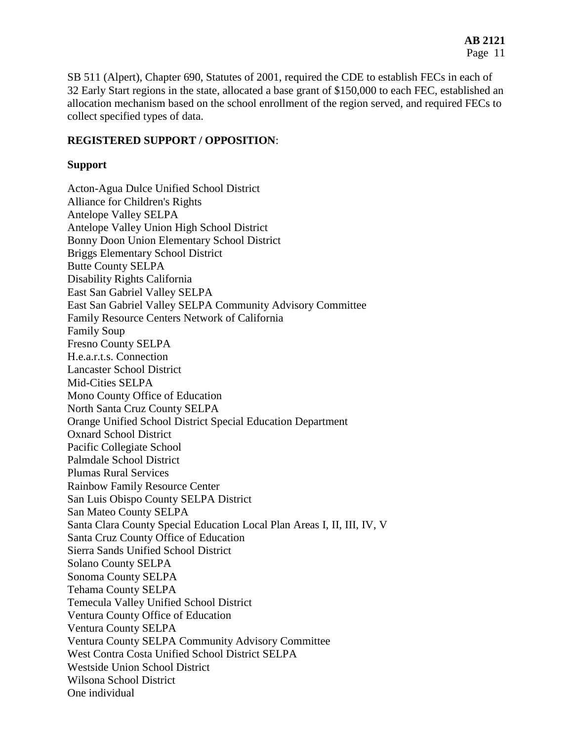SB 511 (Alpert), Chapter 690, Statutes of 2001, required the CDE to establish FECs in each of 32 Early Start regions in the state, allocated a base grant of $150,000 to each FEC, established an allocation mechanism based on the school enrollment of the region served, and required FECs to collect specified types of data.

**REGISTERED SUPPORT / OPPOSITION**:

**Support**

Acton-Agua Dulce Unified School District
Alliance for Children's Rights
Antelope Valley SELPA
Antelope Valley Union High School District
Bonny Doon Union Elementary School District
Briggs Elementary School District
Butte County SELPA
Disability Rights California
East San Gabriel Valley SELPA
East San Gabriel Valley SELPA Community Advisory Committee
Family Resource Centers Network of California
Family Soup
Fresno County SELPA
H.e.a.r.t.s. Connection
Lancaster School District
Mid-Cities SELPA
Mono County Office of Education
North Santa Cruz County SELPA
Orange Unified School District Special Education Department
Oxnard School District
Pacific Collegiate School
Palmdale School District
Plumas Rural Services
Rainbow Family Resource Center
San Luis Obispo County SELPA District
San Mateo County SELPA
Santa Clara County Special Education Local Plan Areas I, II, III, IV, V
Santa Cruz County Office of Education
Sierra Sands Unified School District
Solano County SELPA
Sonoma County SELPA
Tehama County SELPA
Temecula Valley Unified School District
Ventura County Office of Education
Ventura County SELPA
Ventura County SELPA Community Advisory Committee
West Contra Costa Unified School District SELPA
Westside Union School District
Wilsona School District
One individual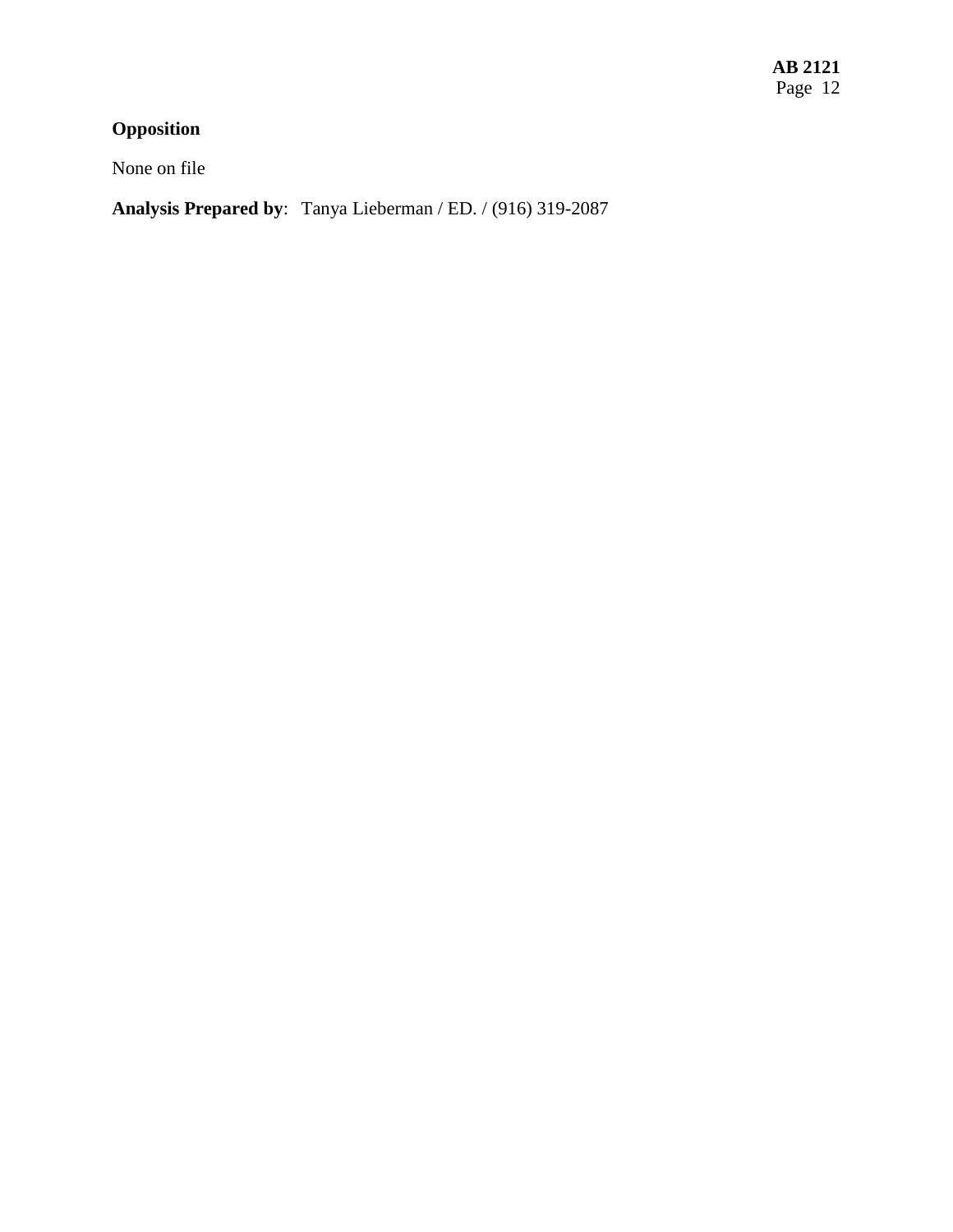**Opposition**

None on file

**Analysis Prepared by**: Tanya Lieberman / ED. / (916) 319-2087